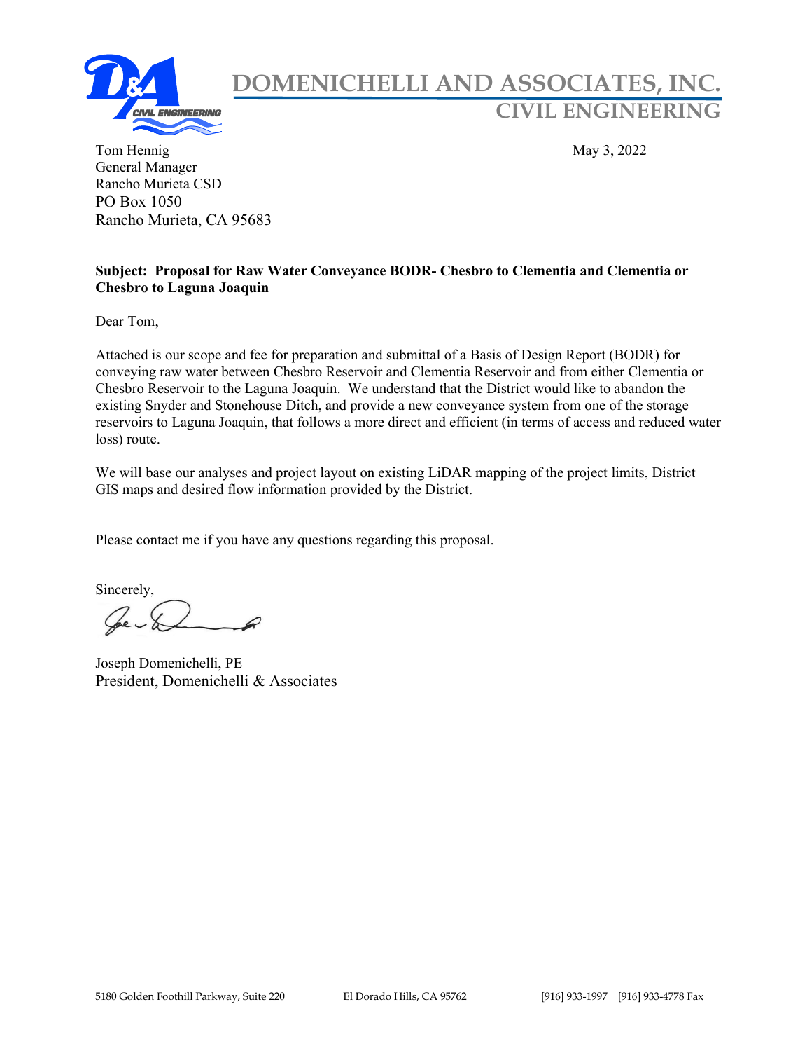# DOMENICHELLI AND ASSOCIATES, INC.
## CIVIL ENGINEERING

Tom Hennig
General Manager
Rancho Murieta CSD
PO Box 1050
Rancho Murieta, CA 95683

May 3, 2022

**Subject: Proposal for Raw Water Conveyance BODR- Chesbro to Clementia and Clementia or Chesbro to Laguna Joaquin**

Dear Tom,

Attached is our scope and fee for preparation and submittal of a Basis of Design Report (BODR) for conveying raw water between Chesbro Reservoir and Clementia Reservoir and from either Clementia or Chesbro Reservoir to the Laguna Joaquin. We understand that the District would like to abandon the existing Snyder and Stonehouse Ditch, and provide a new conveyance system from one of the storage reservoirs to Laguna Joaquin, that follows a more direct and efficient (in terms of access and reduced water loss) route.

We will base our analyses and project layout on existing LiDAR mapping of the project limits, District GIS maps and desired flow information provided by the District.

Please contact me if you have any questions regarding this proposal.

Sincerely,

Joseph Domenichelli, PE
President, Domenichelli & Associates

5180 Golden Foothill Parkway, Suite 220 El Dorado Hills, CA 95762 [916] 933-1997 [916] 933-4778 Fax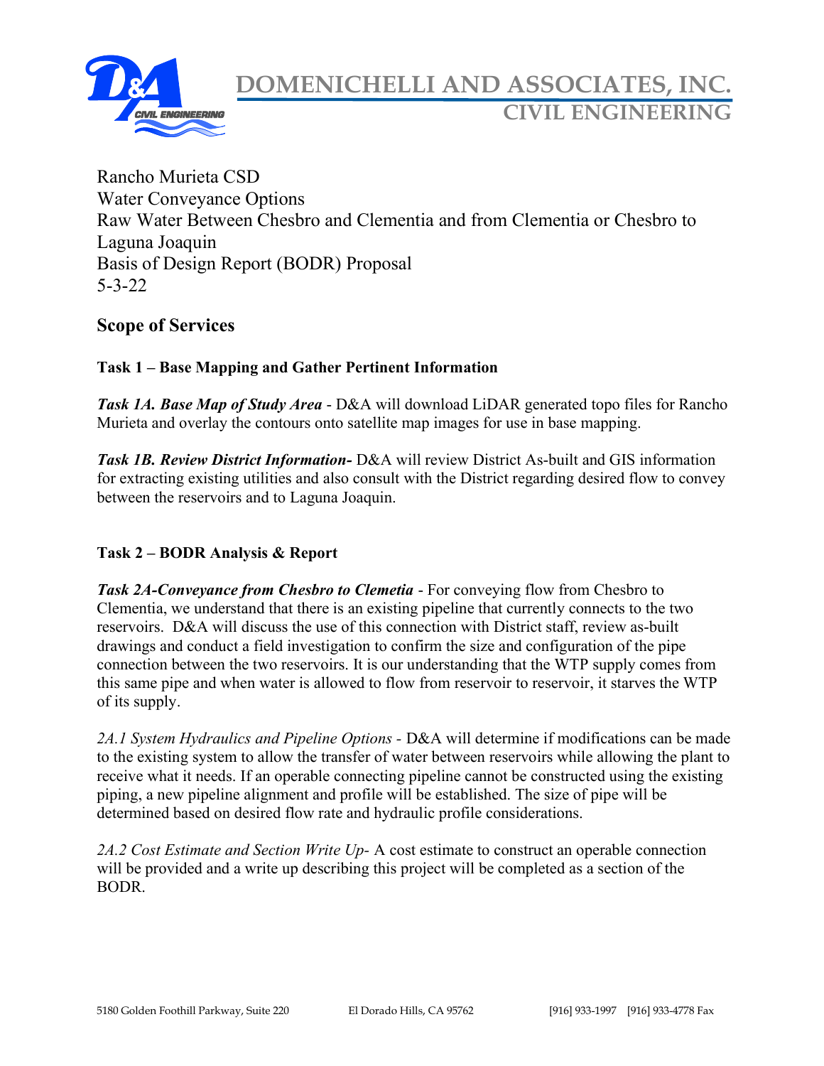Rancho Murieta CSD
Water Conveyance Options
Raw Water Between Chesbro and Clementia and from Clementia or Chesbro to Laguna Joaquin
Basis of Design Report (BODR) Proposal
5-3-22

## Scope of Services

### Task 1 – Base Mapping and Gather Pertinent Information

***Task 1A. Base Map of Study Area*** - D&A will download LiDAR generated topo files for Rancho Murieta and overlay the contours onto satellite map images for use in base mapping.

***Task 1B. Review District Information-*** D&A will review District As-built and GIS information for extracting existing utilities and also consult with the District regarding desired flow to convey between the reservoirs and to Laguna Joaquin.

### Task 2 – BODR Analysis & Report

***Task 2A-Conveyance from Chesbro to Clemetia*** - For conveying flow from Chesbro to Clementia, we understand that there is an existing pipeline that currently connects to the two reservoirs. D&A will discuss the use of this connection with District staff, review as-built drawings and conduct a field investigation to confirm the size and configuration of the pipe connection between the two reservoirs. It is our understanding that the WTP supply comes from this same pipe and when water is allowed to flow from reservoir to reservoir, it starves the WTP of its supply.

*2A.1 System Hydraulics and Pipeline Options* - D&A will determine if modifications can be made to the existing system to allow the transfer of water between reservoirs while allowing the plant to receive what it needs. If an operable connecting pipeline cannot be constructed using the existing piping, a new pipeline alignment and profile will be established. The size of pipe will be determined based on desired flow rate and hydraulic profile considerations.

*2A.2 Cost Estimate and Section Write Up-* A cost estimate to construct an operable connection will be provided and a write up describing this project will be completed as a section of the BODR.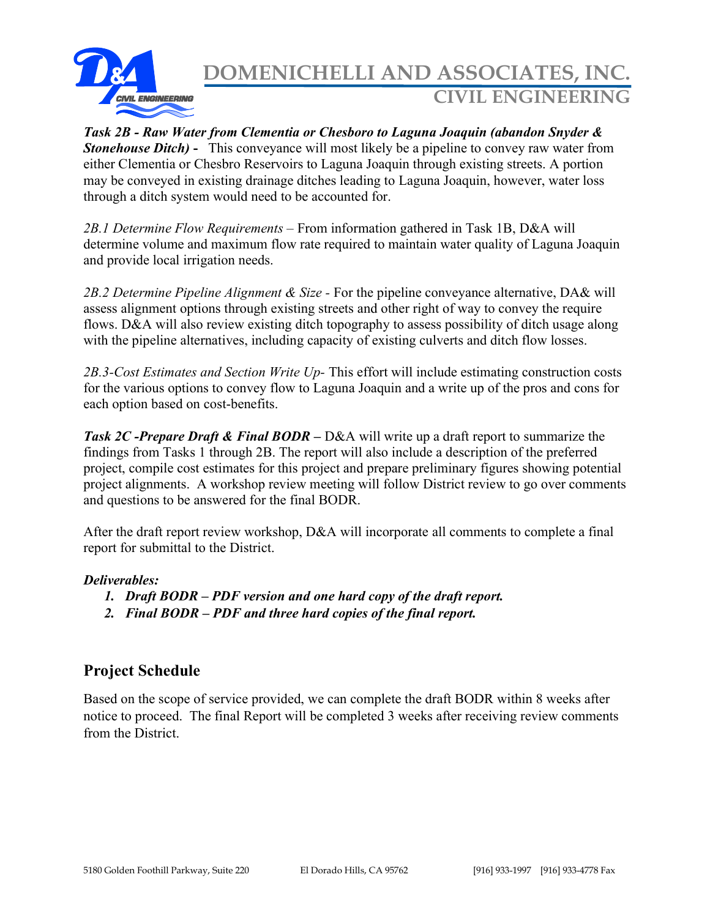***Task 2B - Raw Water from Clementia or Chesboro to Laguna Joaquin (abandon Snyder & Stonehouse Ditch) -*** This conveyance will most likely be a pipeline to convey raw water from either Clementia or Chesbro Reservoirs to Laguna Joaquin through existing streets. A portion may be conveyed in existing drainage ditches leading to Laguna Joaquin, however, water loss through a ditch system would need to be accounted for.

*2B.1 Determine Flow Requirements* – From information gathered in Task 1B, D&A will determine volume and maximum flow rate required to maintain water quality of Laguna Joaquin and provide local irrigation needs.

*2B.2 Determine Pipeline Alignment & Size* - For the pipeline conveyance alternative, DA& will assess alignment options through existing streets and other right of way to convey the require flows. D&A will also review existing ditch topography to assess possibility of ditch usage along with the pipeline alternatives, including capacity of existing culverts and ditch flow losses.

*2B.3-Cost Estimates and Section Write Up*- This effort will include estimating construction costs for the various options to convey flow to Laguna Joaquin and a write up of the pros and cons for each option based on cost-benefits.

***Task 2C -Prepare Draft & Final BODR –*** D&A will write up a draft report to summarize the findings from Tasks 1 through 2B. The report will also include a description of the preferred project, compile cost estimates for this project and prepare preliminary figures showing potential project alignments. A workshop review meeting will follow District review to go over comments and questions to be answered for the final BODR.

After the draft report review workshop, D&A will incorporate all comments to complete a final report for submittal to the District.

***Deliverables:***

1. ***Draft BODR – PDF version and one hard copy of the draft report.***
2. ***Final BODR – PDF and three hard copies of the final report.***

## Project Schedule

Based on the scope of service provided, we can complete the draft BODR within 8 weeks after notice to proceed. The final Report will be completed 3 weeks after receiving review comments from the District.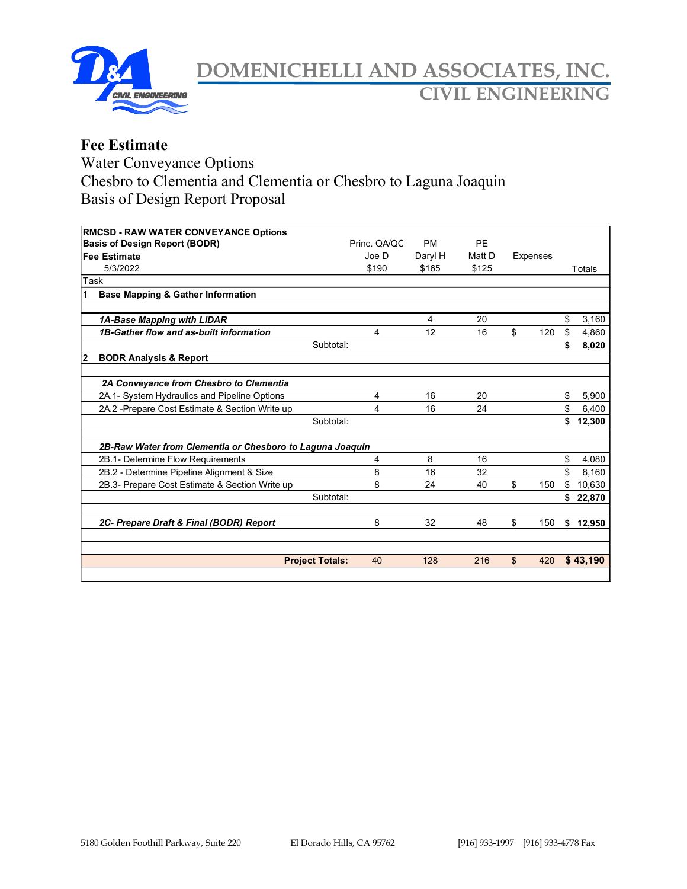# DOMENICHELLI AND ASSOCIATES, INC.
## CIVIL ENGINEERING

**Fee Estimate**
Water Conveyance Options
Chesbro to Clementia and Clementia or Chesbro to Laguna Joaquin
Basis of Design Report Proposal

| **RMCSD - RAW WATER CONVEYANCE Options** | | | | | |
|---|---|---|---|---|---|
| **Basis of Design Report (BODR)** | Princ. QA/QC | PM | PE | | |
| **Fee Estimate** | Joe D | Daryl H | Matt D | Expenses | |
| 5/3/2022 | $190 | $165 | $125 | | Totals |
| Task | | | | | |
| **1 Base Mapping & Gather Information** | | | | | |
| ***1A-Base Mapping with LiDAR*** | | 4 | 20 | | $ 3,160 |
| ***1B-Gather flow and as-built information*** | 4 | 12 | 16 | $ 120 | $ 4,860 |
| Subtotal: | | | | | **$ 8,020** |
| **2 BODR Analysis & Report** | | | | | |
| ***2A Conveyance from Chesbro to Clementia*** | | | | | |
| 2A.1- System Hydraulics and Pipeline Options | 4 | 16 | 20 | | $ 5,900 |
| 2A.2 -Prepare Cost Estimate & Section Write up | 4 | 16 | 24 | | $ 6,400 |
| Subtotal: | | | | | **$ 12,300** |
| ***2B-Raw Water from Clementia or Chesboro to Laguna Joaquin*** | | | | | |
| 2B.1- Determine Flow Requirements | 4 | 8 | 16 | | $ 4,080 |
| 2B.2 - Determine Pipeline Alignment & Size | 8 | 16 | 32 | | $ 8,160 |
| 2B.3- Prepare Cost Estimate & Section Write up | 8 | 24 | 40 | $ 150 | $ 10,630 |
| Subtotal: | | | | | **$ 22,870** |
| ***2C- Prepare Draft & Final (BODR) Report*** | 8 | 32 | 48 | $ 150 | **$ 12,950** |
| **Project Totals:** | 40 | 128 | 216 | $ 420 | **$ 43,190** |

5180 Golden Foothill Parkway, Suite 220 El Dorado Hills, CA 95762 [916] 933-1997 [916] 933-4778 Fax